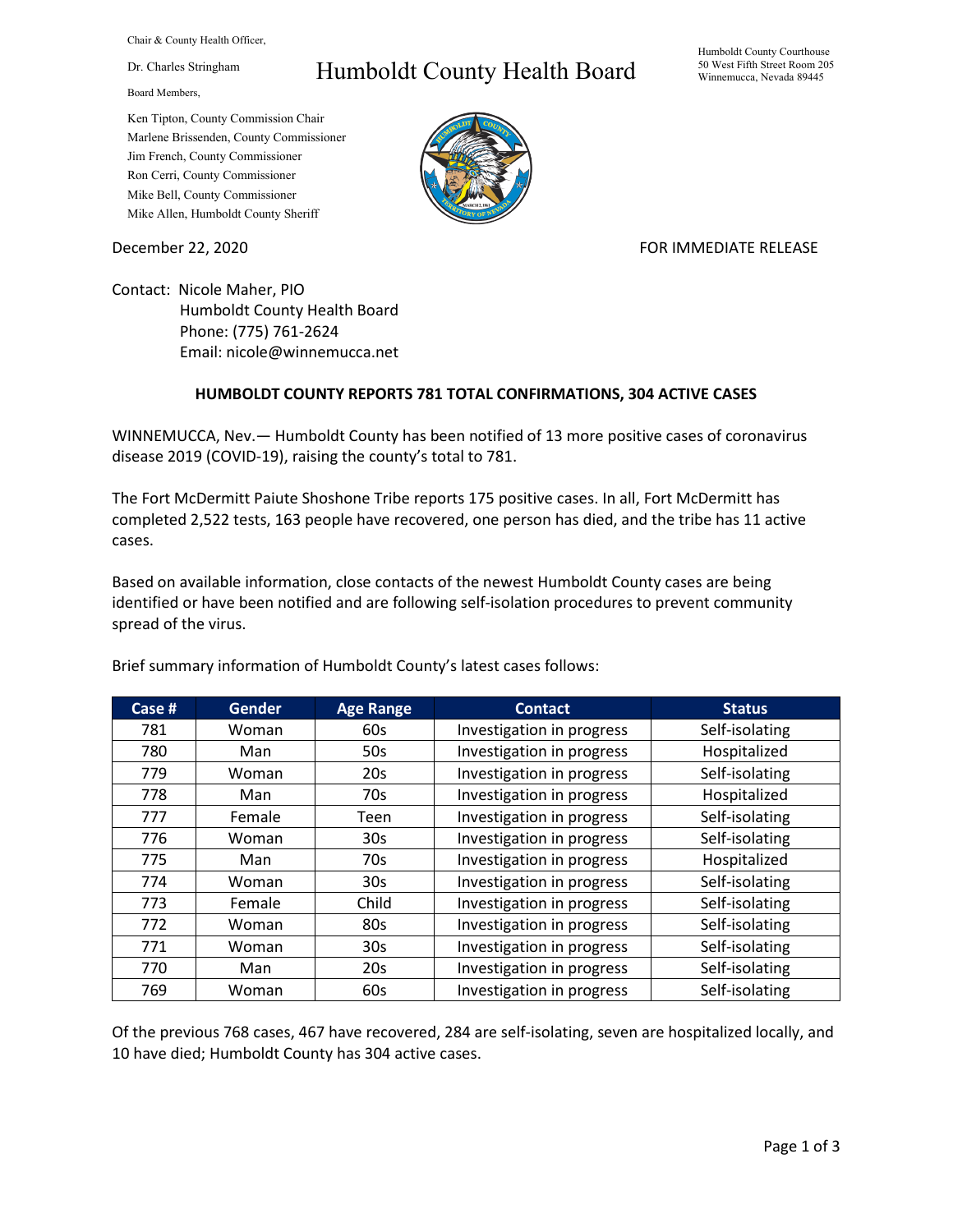Chair & County Health Officer,

Dr. Charles Stringham

# Humboldt County Health Board

Humboldt County Courthouse
50 West Fifth Street Room 205
Winnemucca, Nevada 89445

Board Members,

Ken Tipton, County Commission Chair
Marlene Brissenden, County Commissioner
Jim French, County Commissioner
Ron Cerri, County Commissioner
Mike Bell, County Commissioner
Mike Allen, Humboldt County Sheriff

December 22, 2020

FOR IMMEDIATE RELEASE

Contact: Nicole Maher, PIO
Humboldt County Health Board
Phone: (775) 761-2624
Email: nicole@winnemucca.net

**HUMBOLDT COUNTY REPORTS 781 TOTAL CONFIRMATIONS, 304 ACTIVE CASES**

WINNEMUCCA, Nev.— Humboldt County has been notified of 13 more positive cases of coronavirus disease 2019 (COVID-19), raising the county's total to 781.

The Fort McDermitt Paiute Shoshone Tribe reports 175 positive cases. In all, Fort McDermitt has completed 2,522 tests, 163 people have recovered, one person has died, and the tribe has 11 active cases.

Based on available information, close contacts of the newest Humboldt County cases are being identified or have been notified and are following self-isolation procedures to prevent community spread of the virus.

Brief summary information of Humboldt County's latest cases follows:

| Case # | Gender | Age Range | Contact | Status |
|---|---|---|---|---|
| 781 | Woman | 60s | Investigation in progress | Self-isolating |
| 780 | Man | 50s | Investigation in progress | Hospitalized |
| 779 | Woman | 20s | Investigation in progress | Self-isolating |
| 778 | Man | 70s | Investigation in progress | Hospitalized |
| 777 | Female | Teen | Investigation in progress | Self-isolating |
| 776 | Woman | 30s | Investigation in progress | Self-isolating |
| 775 | Man | 70s | Investigation in progress | Hospitalized |
| 774 | Woman | 30s | Investigation in progress | Self-isolating |
| 773 | Female | Child | Investigation in progress | Self-isolating |
| 772 | Woman | 80s | Investigation in progress | Self-isolating |
| 771 | Woman | 30s | Investigation in progress | Self-isolating |
| 770 | Man | 20s | Investigation in progress | Self-isolating |
| 769 | Woman | 60s | Investigation in progress | Self-isolating |

Of the previous 768 cases, 467 have recovered, 284 are self-isolating, seven are hospitalized locally, and 10 have died; Humboldt County has 304 active cases.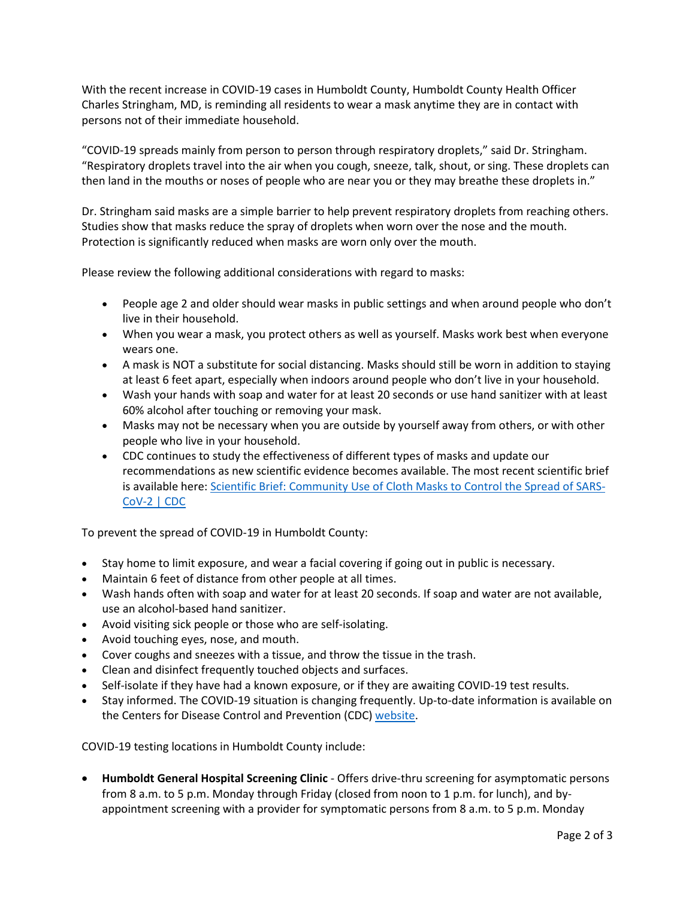With the recent increase in COVID-19 cases in Humboldt County, Humboldt County Health Officer Charles Stringham, MD, is reminding all residents to wear a mask anytime they are in contact with persons not of their immediate household.

"COVID-19 spreads mainly from person to person through respiratory droplets," said Dr. Stringham. "Respiratory droplets travel into the air when you cough, sneeze, talk, shout, or sing. These droplets can then land in the mouths or noses of people who are near you or they may breathe these droplets in."

Dr. Stringham said masks are a simple barrier to help prevent respiratory droplets from reaching others. Studies show that masks reduce the spray of droplets when worn over the nose and the mouth. Protection is significantly reduced when masks are worn only over the mouth.

Please review the following additional considerations with regard to masks:

- People age 2 and older should wear masks in public settings and when around people who don't live in their household.
- When you wear a mask, you protect others as well as yourself. Masks work best when everyone wears one.
- A mask is NOT a substitute for social distancing. Masks should still be worn in addition to staying at least 6 feet apart, especially when indoors around people who don't live in your household.
- Wash your hands with soap and water for at least 20 seconds or use hand sanitizer with at least 60% alcohol after touching or removing your mask.
- Masks may not be necessary when you are outside by yourself away from others, or with other people who live in your household.
- CDC continues to study the effectiveness of different types of masks and update our recommendations as new scientific evidence becomes available. The most recent scientific brief is available here: [Scientific Brief: Community Use of Cloth Masks to Control the Spread of SARS-CoV-2 | CDC]()

To prevent the spread of COVID-19 in Humboldt County:

- Stay home to limit exposure, and wear a facial covering if going out in public is necessary.
- Maintain 6 feet of distance from other people at all times.
- Wash hands often with soap and water for at least 20 seconds. If soap and water are not available, use an alcohol-based hand sanitizer.
- Avoid visiting sick people or those who are self-isolating.
- Avoid touching eyes, nose, and mouth.
- Cover coughs and sneezes with a tissue, and throw the tissue in the trash.
- Clean and disinfect frequently touched objects and surfaces.
- Self-isolate if they have had a known exposure, or if they are awaiting COVID-19 test results.
- Stay informed. The COVID-19 situation is changing frequently. Up-to-date information is available on the Centers for Disease Control and Prevention (CDC) [website]().

COVID-19 testing locations in Humboldt County include:

- **Humboldt General Hospital Screening Clinic** - Offers drive-thru screening for asymptomatic persons from 8 a.m. to 5 p.m. Monday through Friday (closed from noon to 1 p.m. for lunch), and by-appointment screening with a provider for symptomatic persons from 8 a.m. to 5 p.m. Monday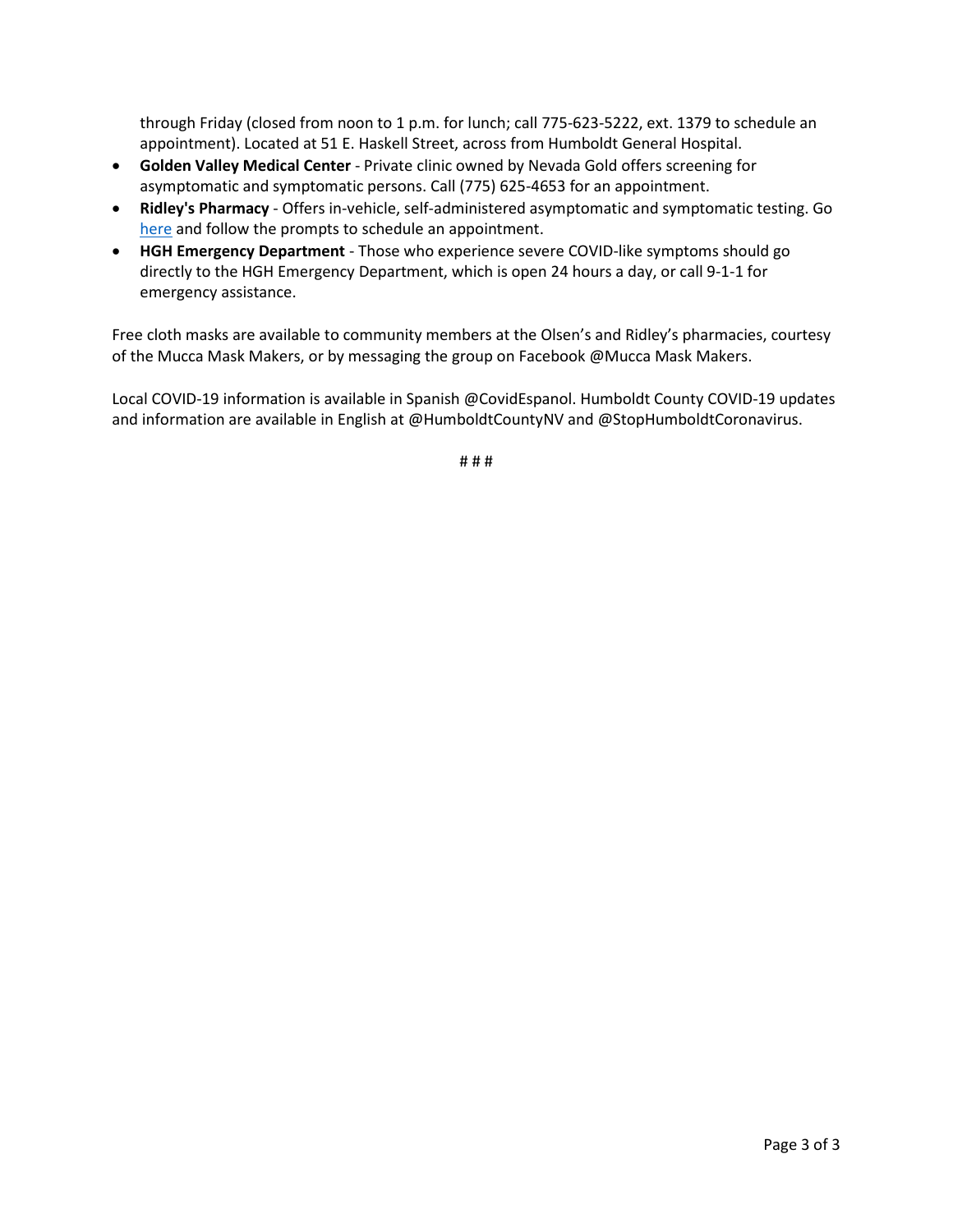through Friday (closed from noon to 1 p.m. for lunch; call 775-623-5222, ext. 1379 to schedule an appointment). Located at 51 E. Haskell Street, across from Humboldt General Hospital.

- **Golden Valley Medical Center** - Private clinic owned by Nevada Gold offers screening for asymptomatic and symptomatic persons. Call (775) 625-4653 for an appointment.
- **Ridley's Pharmacy** - Offers in-vehicle, self-administered asymptomatic and symptomatic testing. Go here and follow the prompts to schedule an appointment.
- **HGH Emergency Department** - Those who experience severe COVID-like symptoms should go directly to the HGH Emergency Department, which is open 24 hours a day, or call 9-1-1 for emergency assistance.

Free cloth masks are available to community members at the Olsen's and Ridley's pharmacies, courtesy of the Mucca Mask Makers, or by messaging the group on Facebook @Mucca Mask Makers.

Local COVID-19 information is available in Spanish @CovidEspanol. Humboldt County COVID-19 updates and information are available in English at @HumboldtCountyNV and @StopHumboldtCoronavirus.

# # #